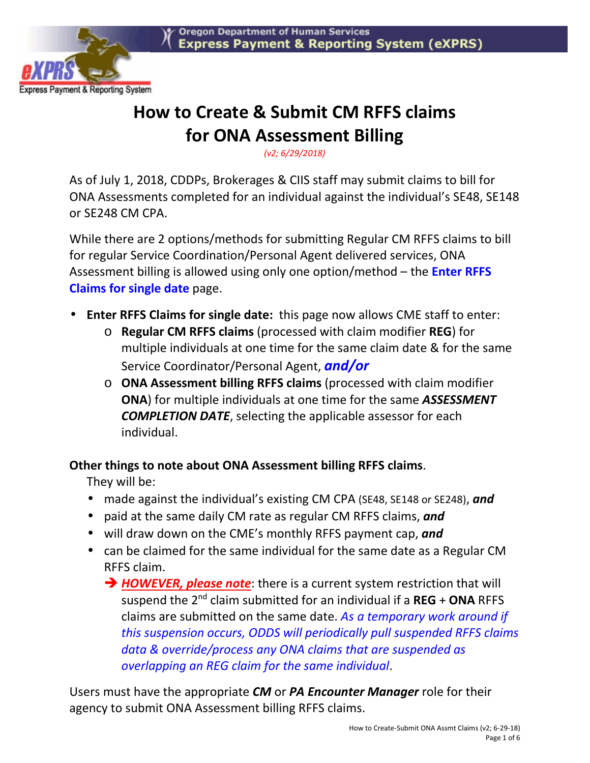# How to Create & Submit CM RFFS claims for ONA Assessment Billing

*(v2; 6/29/2018)*

As of July 1, 2018, CDDPs, Brokerages & CIIS staff may submit claims to bill for ONA Assessments completed for an individual against the individual's SE48, SE148 or SE248 CM CPA.

While there are 2 options/methods for submitting Regular CM RFFS claims to bill for regular Service Coordination/Personal Agent delivered services, ONA Assessment billing is allowed using only one option/method – the **Enter RFFS Claims for single date** page.

- **Enter RFFS Claims for single date:** this page now allows CME staff to enter:
  - **Regular CM RFFS claims** (processed with claim modifier **REG**) for multiple individuals at one time for the same claim date & for the same Service Coordinator/Personal Agent, ***and/or***
  - **ONA Assessment billing RFFS claims** (processed with claim modifier **ONA**) for multiple individuals at one time for the same ***ASSESSMENT COMPLETION DATE***, selecting the applicable assessor for each individual.

**Other things to note about ONA Assessment billing RFFS claims**.

They will be:

- made against the individual's existing CM CPA (SE48, SE148 or SE248), ***and***
- paid at the same daily CM rate as regular CM RFFS claims, ***and***
- will draw down on the CME's monthly RFFS payment cap, ***and***
- can be claimed for the same individual for the same date as a Regular CM RFFS claim.

  ➔ ***HOWEVER, please note***: there is a current system restriction that will suspend the 2nd claim submitted for an individual if a **REG** + **ONA** RFFS claims are submitted on the same date. *As a temporary work around if this suspension occurs, ODDS will periodically pull suspended RFFS claims data & override/process any ONA claims that are suspended as overlapping an REG claim for the same individual*.

Users must have the appropriate ***CM*** or ***PA Encounter Manager*** role for their agency to submit ONA Assessment billing RFFS claims.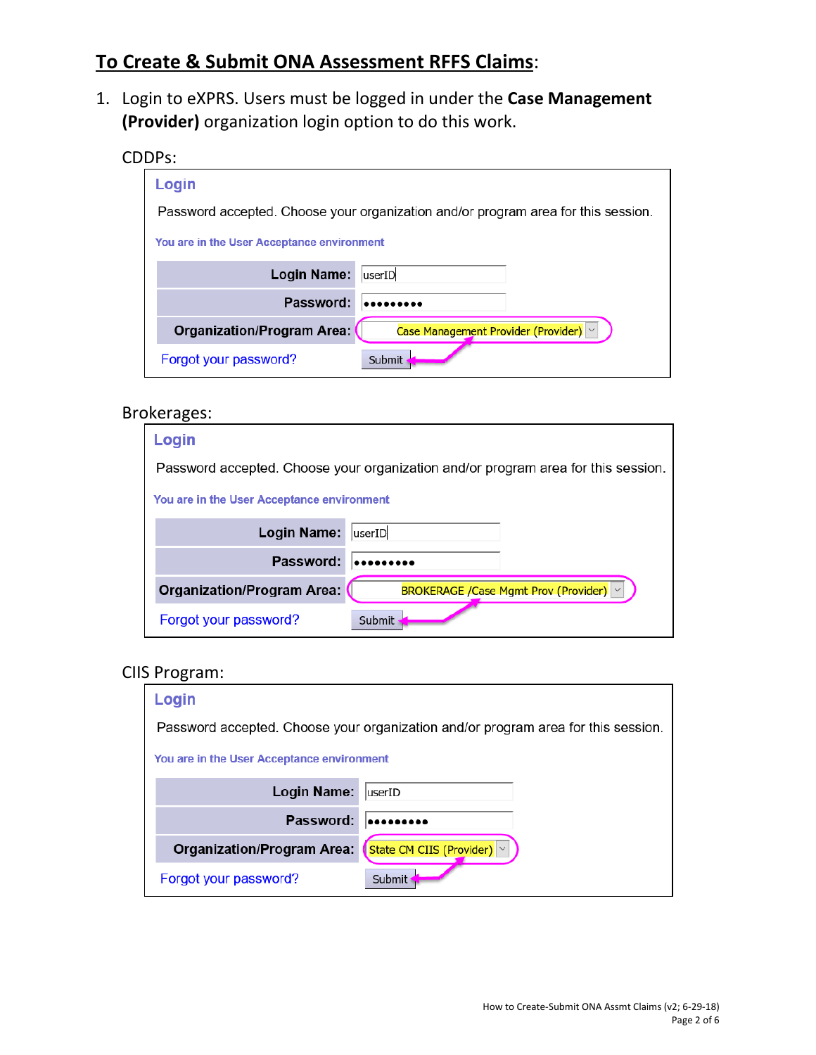## To Create & Submit ONA Assessment RFFS Claims:

1. Login to eXPRS. Users must be logged in under the **Case Management (Provider)** organization login option to do this work.

   CDDPs:

   **Login**

   Password accepted. Choose your organization and/or program area for this session.

   You are in the User Acceptance environment

   | | |
   |---|---|
   | **Login Name:** | userID |
   | **Password:** | ••••••••• |
   | **Organization/Program Area:** | Case Management Provider (Provider) |
   | Forgot your password? | Submit |

   Brokerages:

   **Login**

   Password accepted. Choose your organization and/or program area for this session.

   You are in the User Acceptance environment

   | | |
   |---|---|
   | **Login Name:** | userID |
   | **Password:** | ••••••••• |
   | **Organization/Program Area:** | BROKERAGE /Case Mgmt Prov (Provider) |
   | Forgot your password? | Submit |

   CIIS Program:

   **Login**

   Password accepted. Choose your organization and/or program area for this session.

   You are in the User Acceptance environment

   | | |
   |---|---|
   | **Login Name:** | userID |
   | **Password:** | ••••••••• |
   | **Organization/Program Area:** | State CM CIIS (Provider) |
   | Forgot your password? | Submit |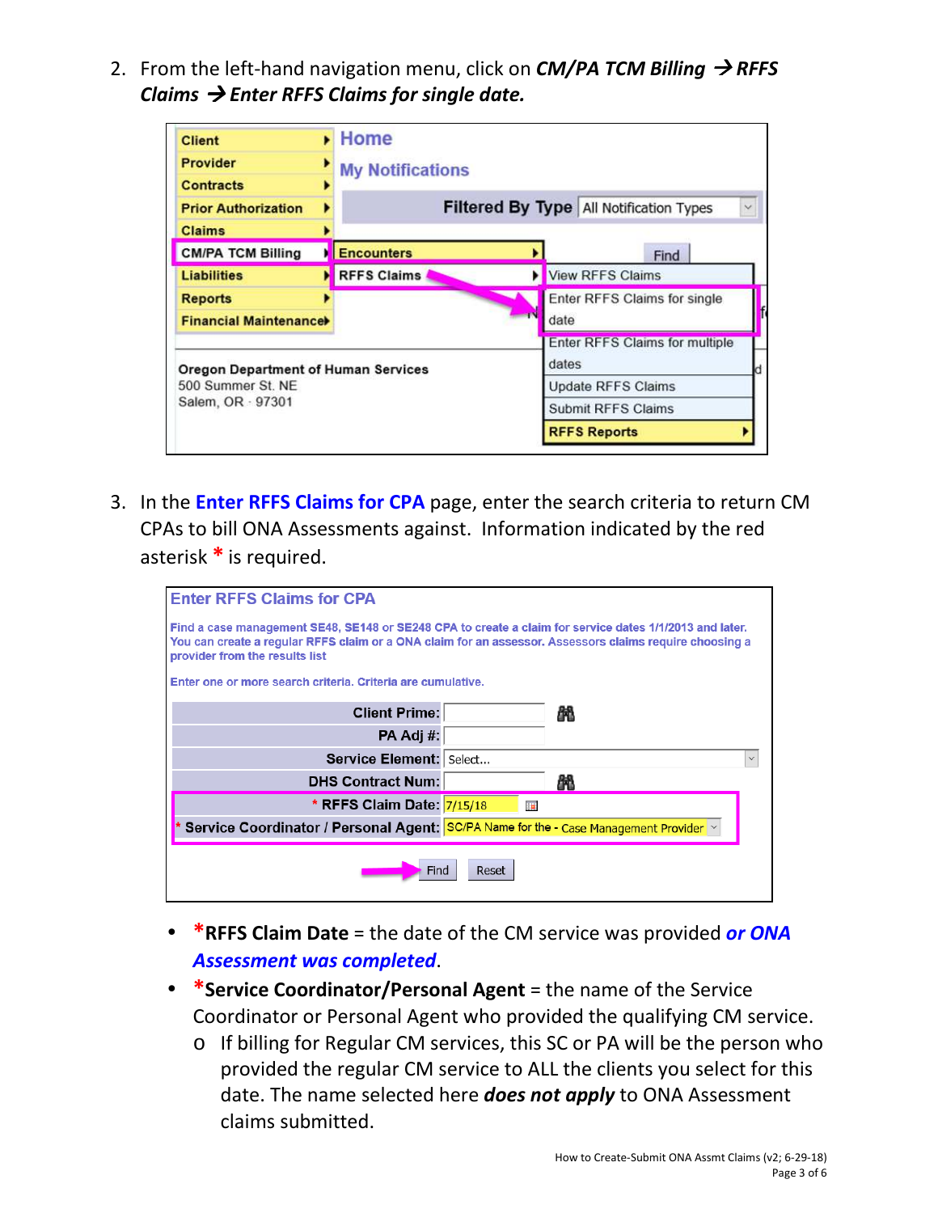2. From the left-hand navigation menu, click on ***CM/PA TCM Billing → RFFS Claims → Enter RFFS Claims for single date.***

3. In the **Enter RFFS Claims for CPA** page, enter the search criteria to return CM CPAs to bill ONA Assessments against. Information indicated by the red asterisk * is required.

- ***RFFS Claim Date** = the date of the CM service was provided ***or ONA Assessment was completed***.
- ***Service Coordinator/Personal Agent** = the name of the Service Coordinator or Personal Agent who provided the qualifying CM service.
  - If billing for Regular CM services, this SC or PA will be the person who provided the regular CM service to ALL the clients you select for this date. The name selected here ***does not apply*** to ONA Assessment claims submitted.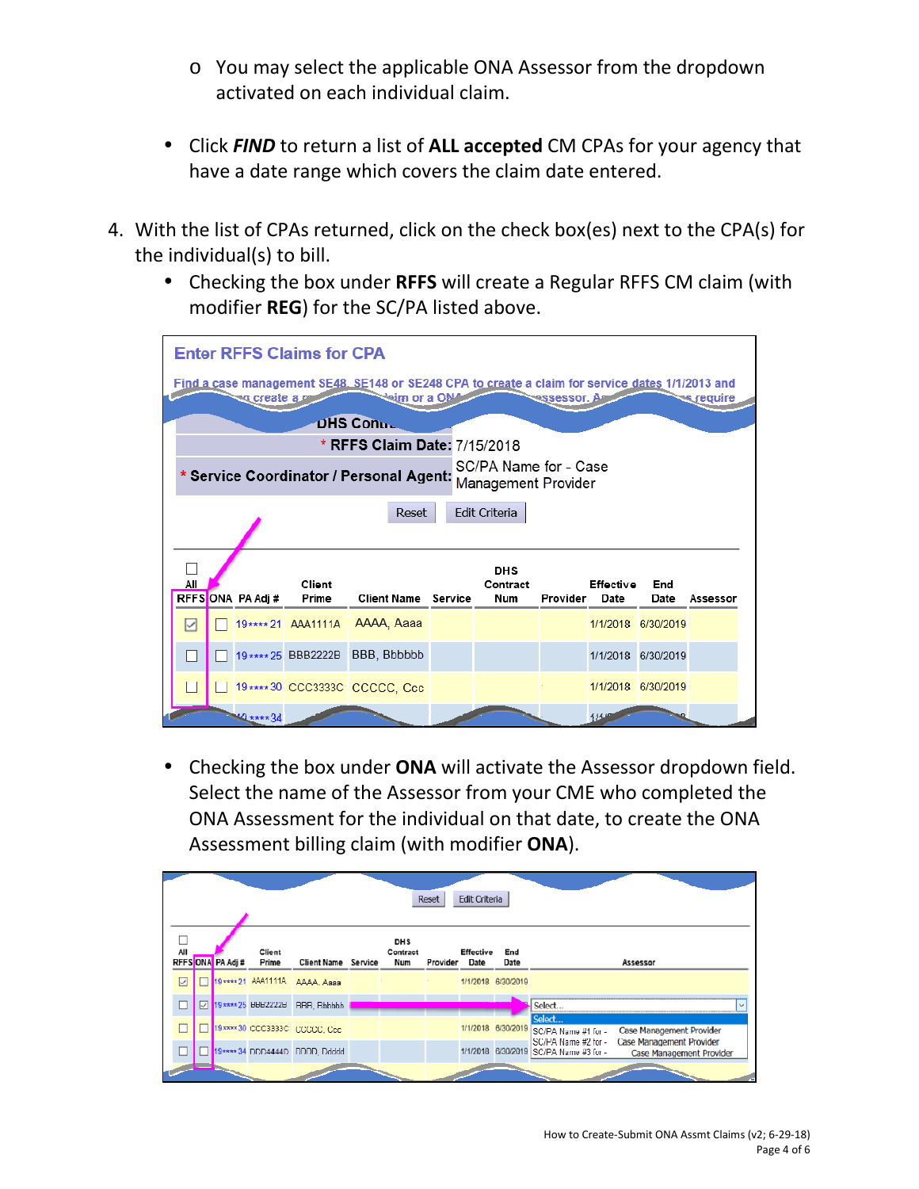- o You may select the applicable ONA Assessor from the dropdown activated on each individual claim.

- Click ***FIND*** to return a list of **ALL accepted** CM CPAs for your agency that have a date range which covers the claim date entered.

4. With the list of CPAs returned, click on the check box(es) next to the CPA(s) for the individual(s) to bill.
   - Checking the box under **RFFS** will create a Regular RFFS CM claim (with modifier **REG**) for the SC/PA listed above.

   - Checking the box under **ONA** will activate the Assessor dropdown field. Select the name of the Assessor from your CME who completed the ONA Assessment for the individual on that date, to create the ONA Assessment billing claim (with modifier **ONA**).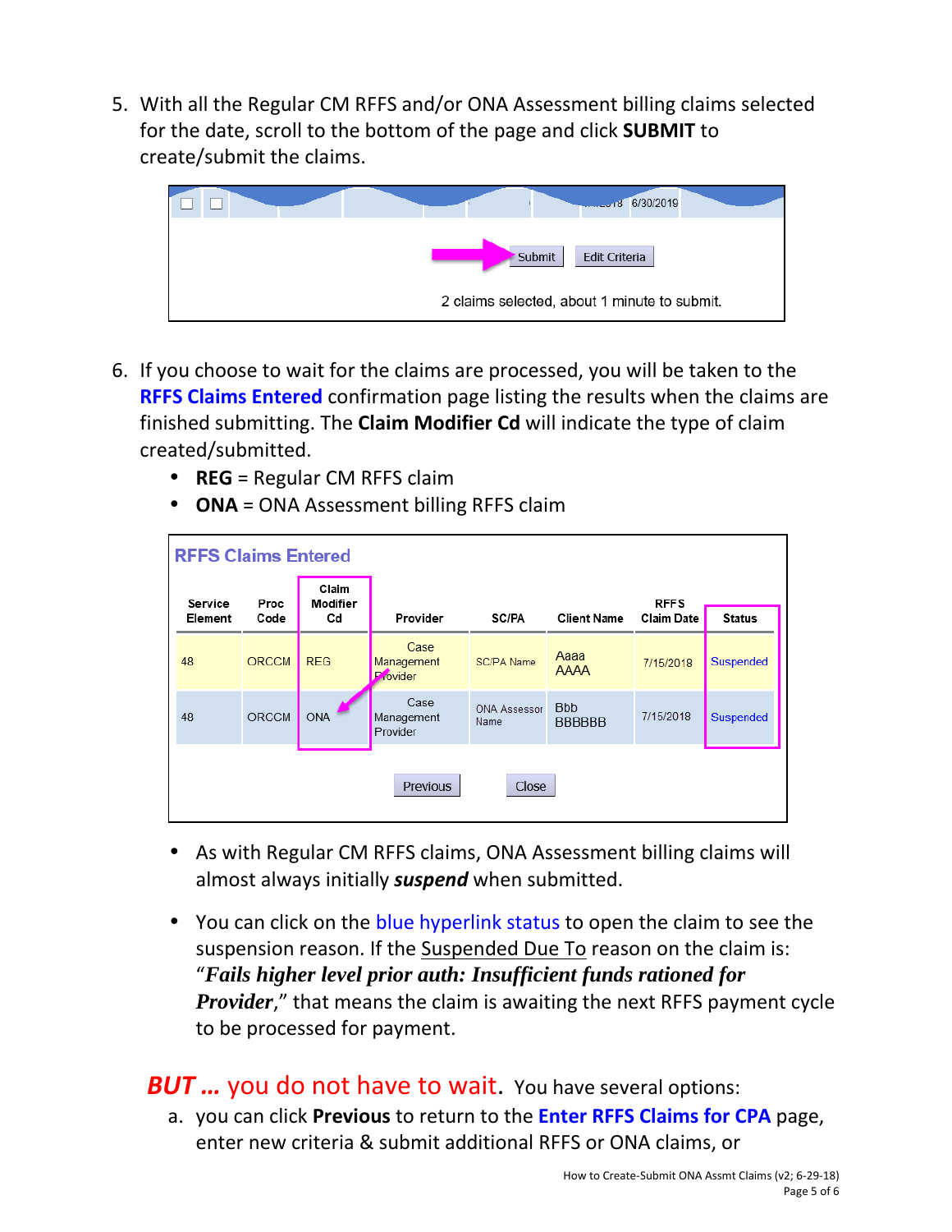5. With all the Regular CM RFFS and/or ONA Assessment billing claims selected for the date, scroll to the bottom of the page and click **SUBMIT** to create/submit the claims.

6. If you choose to wait for the claims are processed, you will be taken to the **RFFS Claims Entered** confirmation page listing the results when the claims are finished submitting. The **Claim Modifier Cd** will indicate the type of claim created/submitted.
   - **REG** = Regular CM RFFS claim
   - **ONA** = ONA Assessment billing RFFS claim

**RFFS Claims Entered**

| Service Element | Proc Code | Claim Modifier Cd | Provider | SC/PA | Client Name | RFFS Claim Date | Status |
|---|---|---|---|---|---|---|---|
| 48 | ORCCM | REG | Case Management Provider | SC/PA Name | Aaaa AAAA | 7/15/2018 | Suspended |
| 48 | ORCCM | ONA | Case Management Provider | ONA Assessor Name | Bbb BBBBBB | 7/15/2018 | Suspended |

   - As with Regular CM RFFS claims, ONA Assessment billing claims will almost always initially ***suspend*** when submitted.
   - You can click on the blue hyperlink status to open the claim to see the suspension reason. If the Suspended Due To reason on the claim is: "***Fails higher level prior auth: Insufficient funds rationed for Provider***," that means the claim is awaiting the next RFFS payment cycle to be processed for payment.

***BUT …*** you do not have to wait. You have several options:

a. you can click **Previous** to return to the **Enter RFFS Claims for CPA** page, enter new criteria & submit additional RFFS or ONA claims, or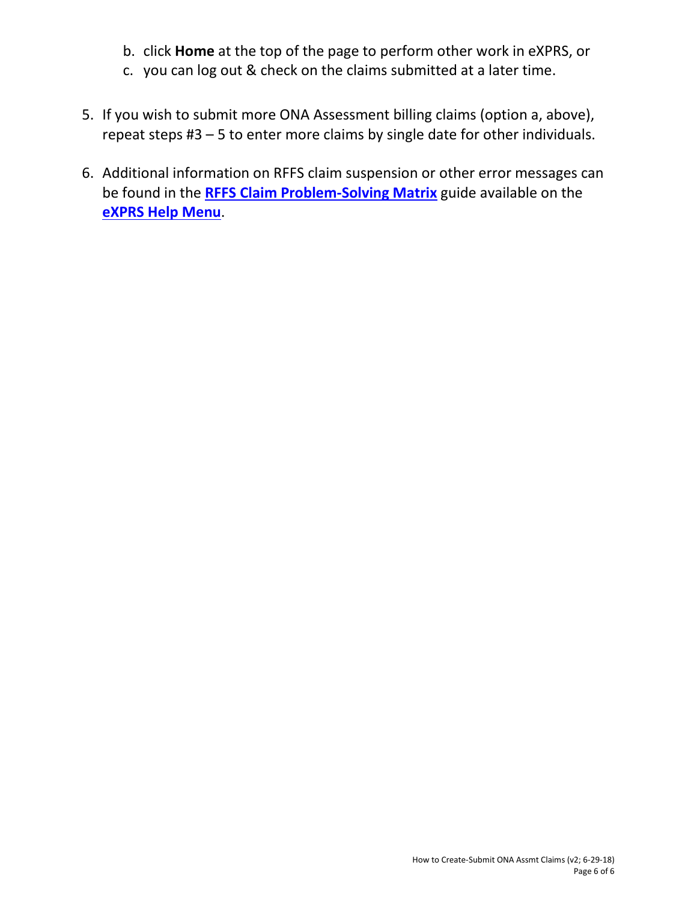b. click **Home** at the top of the page to perform other work in eXPRS, or
   c. you can log out & check on the claims submitted at a later time.

5. If you wish to submit more ONA Assessment billing claims (option a, above), repeat steps #3 – 5 to enter more claims by single date for other individuals.

6. Additional information on RFFS claim suspension or other error messages can be found in the **RFFS Claim Problem-Solving Matrix** guide available on the **eXPRS Help Menu**.